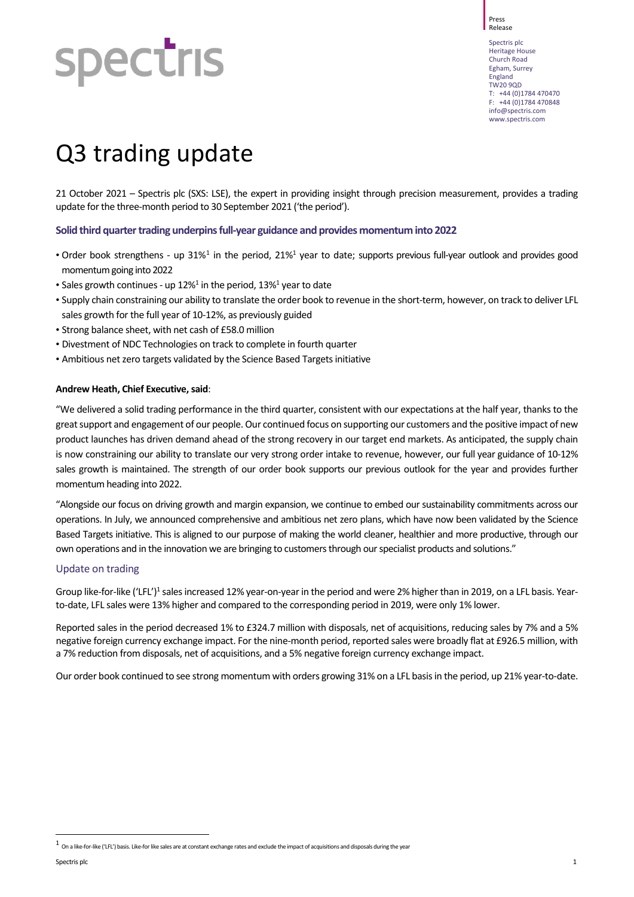Press Release

Spectris plc
Heritage House
Church Road
Egham, Surrey
England
TW20 9QD
T: +44 (0)1784 470470
F: +44 (0)1784 470848
info@spectris.com
www.spectris.com

# Q3 trading update

21 October 2021 – Spectris plc (SXS: LSE), the expert in providing insight through precision measurement, provides a trading update for the three-month period to 30 September 2021 ('the period').

### Solid third quarter trading underpins full-year guidance and provides momentum into 2022

- Order book strengthens - up 31%[1] in the period, 21%[1] year to date; supports previous full-year outlook and provides good momentum going into 2022
- Sales growth continues - up 12%[1] in the period, 13%[1] year to date
- Supply chain constraining our ability to translate the order book to revenue in the short-term, however, on track to deliver LFL sales growth for the full year of 10-12%, as previously guided
- Strong balance sheet, with net cash of £58.0 million
- Divestment of NDC Technologies on track to complete in fourth quarter
- Ambitious net zero targets validated by the Science Based Targets initiative

**Andrew Heath, Chief Executive, said**:

"We delivered a solid trading performance in the third quarter, consistent with our expectations at the half year, thanks to the great support and engagement of our people. Our continued focus on supporting our customers and the positive impact of new product launches has driven demand ahead of the strong recovery in our target end markets. As anticipated, the supply chain is now constraining our ability to translate our very strong order intake to revenue, however, our full year guidance of 10-12% sales growth is maintained. The strength of our order book supports our previous outlook for the year and provides further momentum heading into 2022.

"Alongside our focus on driving growth and margin expansion, we continue to embed our sustainability commitments across our operations. In July, we announced comprehensive and ambitious net zero plans, which have now been validated by the Science Based Targets initiative. This is aligned to our purpose of making the world cleaner, healthier and more productive, through our own operations and in the innovation we are bringing to customers through our specialist products and solutions."

## Update on trading

Group like-for-like ('LFL')[1] sales increased 12% year-on-year in the period and were 2% higher than in 2019, on a LFL basis. Year-to-date, LFL sales were 13% higher and compared to the corresponding period in 2019, were only 1% lower.

Reported sales in the period decreased 1% to £324.7 million with disposals, net of acquisitions, reducing sales by 7% and a 5% negative foreign currency exchange impact. For the nine-month period, reported sales were broadly flat at £926.5 million, with a 7% reduction from disposals, net of acquisitions, and a 5% negative foreign currency exchange impact.

Our order book continued to see strong momentum with orders growing 31% on a LFL basis in the period, up 21% year-to-date.

[1] On a like-for-like ('LFL') basis. Like-for like sales are at constant exchange rates and exclude the impact of acquisitions and disposals during the year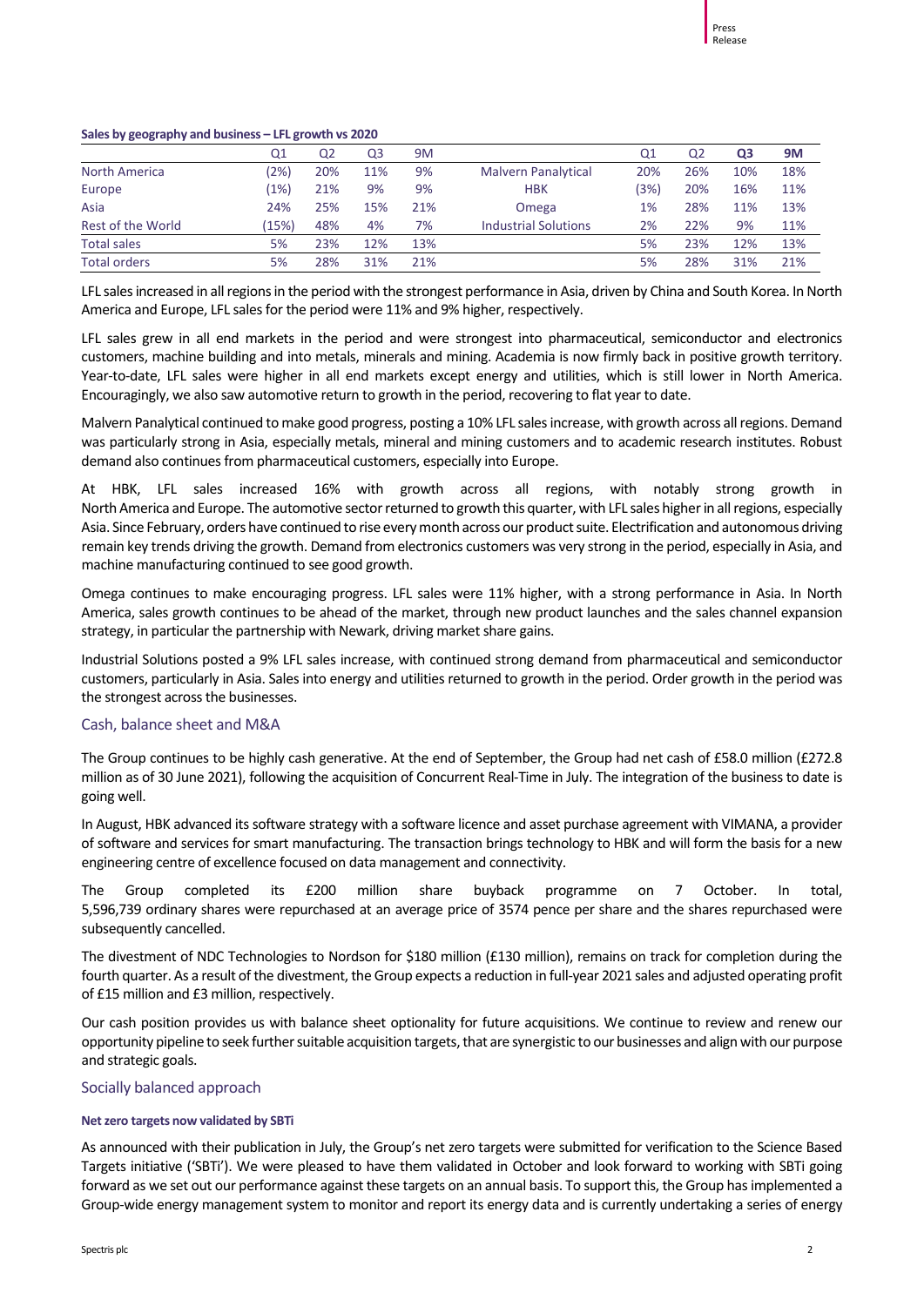**Sales by geography and business – LFL growth vs 2020**

| | Q1 | Q2 | Q3 | 9M | | Q1 | Q2 | Q3 | 9M |
|---|---|---|---|---|---|---|---|---|---|
| North America | (2%) | 20% | 11% | 9% | Malvern Panalytical | 20% | 26% | 10% | 18% |
| Europe | (1%) | 21% | 9% | 9% | HBK | (3%) | 20% | 16% | 11% |
| Asia | 24% | 25% | 15% | 21% | Omega | 1% | 28% | 11% | 13% |
| Rest of the World | (15%) | 48% | 4% | 7% | Industrial Solutions | 2% | 22% | 9% | 11% |
| Total sales | 5% | 23% | 12% | 13% | | 5% | 23% | 12% | 13% |
| Total orders | 5% | 28% | 31% | 21% | | 5% | 28% | 31% | 21% |

LFL sales increased in all regions in the period with the strongest performance in Asia, driven by China and South Korea. In North America and Europe, LFL sales for the period were 11% and 9% higher, respectively.

LFL sales grew in all end markets in the period and were strongest into pharmaceutical, semiconductor and electronics customers, machine building and into metals, minerals and mining. Academia is now firmly back in positive growth territory. Year-to-date, LFL sales were higher in all end markets except energy and utilities, which is still lower in North America. Encouragingly, we also saw automotive return to growth in the period, recovering to flat year to date.

Malvern Panalytical continued to make good progress, posting a 10% LFL sales increase, with growth across all regions. Demand was particularly strong in Asia, especially metals, mineral and mining customers and to academic research institutes. Robust demand also continues from pharmaceutical customers, especially into Europe.

At HBK, LFL sales increased 16% with growth across all regions, with notably strong growth in North America and Europe. The automotive sector returned to growth this quarter, with LFL sales higher in all regions, especially Asia. Since February, orders have continued to rise every month across our product suite. Electrification and autonomous driving remain key trends driving the growth. Demand from electronics customers was very strong in the period, especially in Asia, and machine manufacturing continued to see good growth.

Omega continues to make encouraging progress. LFL sales were 11% higher, with a strong performance in Asia. In North America, sales growth continues to be ahead of the market, through new product launches and the sales channel expansion strategy, in particular the partnership with Newark, driving market share gains.

Industrial Solutions posted a 9% LFL sales increase, with continued strong demand from pharmaceutical and semiconductor customers, particularly in Asia. Sales into energy and utilities returned to growth in the period. Order growth in the period was the strongest across the businesses.

## Cash, balance sheet and M&A

The Group continues to be highly cash generative. At the end of September, the Group had net cash of £58.0 million (£272.8 million as of 30 June 2021), following the acquisition of Concurrent Real-Time in July. The integration of the business to date is going well.

In August, HBK advanced its software strategy with a software licence and asset purchase agreement with VIMANA, a provider of software and services for smart manufacturing. The transaction brings technology to HBK and will form the basis for a new engineering centre of excellence focused on data management and connectivity.

The Group completed its £200 million share buyback programme on 7 October. In total, 5,596,739 ordinary shares were repurchased at an average price of 3574 pence per share and the shares repurchased were subsequently cancelled.

The divestment of NDC Technologies to Nordson for $180 million (£130 million), remains on track for completion during the fourth quarter. As a result of the divestment, the Group expects a reduction in full-year 2021 sales and adjusted operating profit of £15 million and £3 million, respectively.

Our cash position provides us with balance sheet optionality for future acquisitions. We continue to review and renew our opportunity pipeline to seek further suitable acquisition targets, that are synergistic to our businesses and align with our purpose and strategic goals.

## Socially balanced approach

#### Net zero targets now validated by SBTi

As announced with their publication in July, the Group's net zero targets were submitted for verification to the Science Based Targets initiative ('SBTi'). We were pleased to have them validated in October and look forward to working with SBTi going forward as we set out our performance against these targets on an annual basis. To support this, the Group has implemented a Group-wide energy management system to monitor and report its energy data and is currently undertaking a series of energy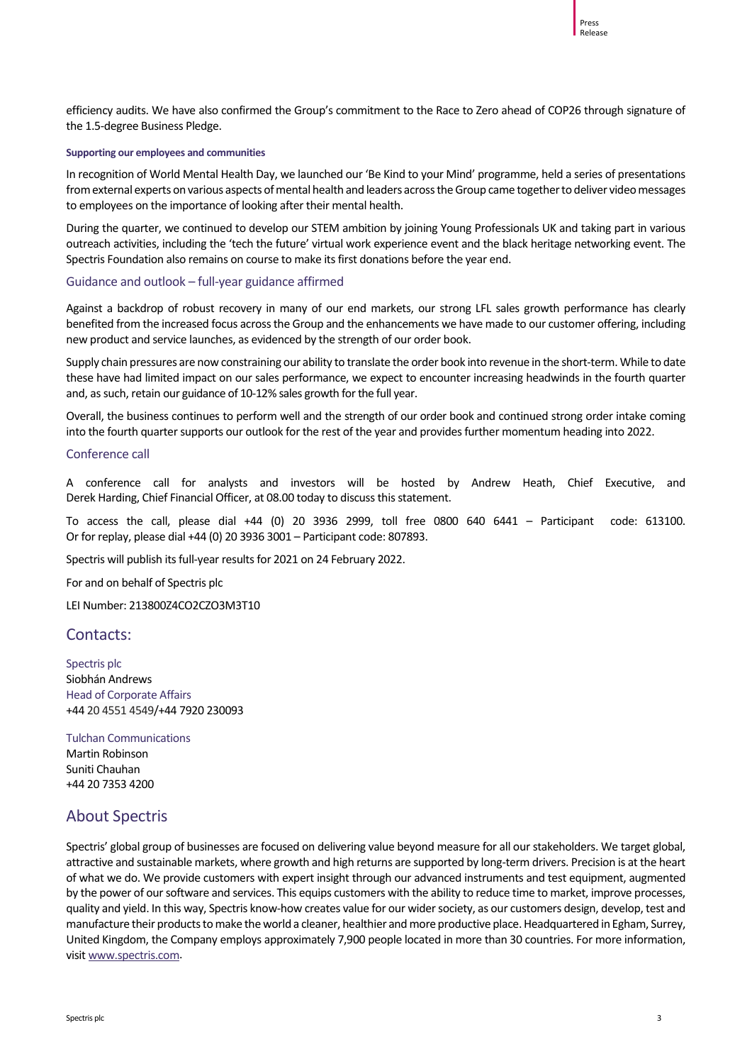efficiency audits. We have also confirmed the Group's commitment to the Race to Zero ahead of COP26 through signature of the 1.5-degree Business Pledge.

**Supporting our employees and communities**

In recognition of World Mental Health Day, we launched our 'Be Kind to your Mind' programme, held a series of presentations from external experts on various aspects of mental health and leaders across the Group came together to deliver video messages to employees on the importance of looking after their mental health.

During the quarter, we continued to develop our STEM ambition by joining Young Professionals UK and taking part in various outreach activities, including the 'tech the future' virtual work experience event and the black heritage networking event. The Spectris Foundation also remains on course to make its first donations before the year end.

### Guidance and outlook – full-year guidance affirmed

Against a backdrop of robust recovery in many of our end markets, our strong LFL sales growth performance has clearly benefited from the increased focus across the Group and the enhancements we have made to our customer offering, including new product and service launches, as evidenced by the strength of our order book.

Supply chain pressures are now constraining our ability to translate the order book into revenue in the short-term. While to date these have had limited impact on our sales performance, we expect to encounter increasing headwinds in the fourth quarter and, as such, retain our guidance of 10-12% sales growth for the full year.

Overall, the business continues to perform well and the strength of our order book and continued strong order intake coming into the fourth quarter supports our outlook for the rest of the year and provides further momentum heading into 2022.

### Conference call

A conference call for analysts and investors will be hosted by Andrew Heath, Chief Executive, and Derek Harding, Chief Financial Officer, at 08.00 today to discuss this statement.

To access the call, please dial +44 (0) 20 3936 2999, toll free 0800 640 6441 – Participant code: 613100. Or for replay, please dial +44 (0) 20 3936 3001 – Participant code: 807893.

Spectris will publish its full-year results for 2021 on 24 February 2022.

For and on behalf of Spectris plc

LEI Number: 213800Z4CO2CZO3M3T10

## Contacts:

Spectris plc
Siobhán Andrews
Head of Corporate Affairs
+44 20 4551 4549/+44 7920 230093

Tulchan Communications
Martin Robinson
Suniti Chauhan
+44 20 7353 4200

## About Spectris

Spectris' global group of businesses are focused on delivering value beyond measure for all our stakeholders. We target global, attractive and sustainable markets, where growth and high returns are supported by long-term drivers. Precision is at the heart of what we do. We provide customers with expert insight through our advanced instruments and test equipment, augmented by the power of our software and services. This equips customers with the ability to reduce time to market, improve processes, quality and yield. In this way, Spectris know-how creates value for our wider society, as our customers design, develop, test and manufacture their products to make the world a cleaner, healthier and more productive place. Headquartered in Egham, Surrey, United Kingdom, the Company employs approximately 7,900 people located in more than 30 countries. For more information, visit www.spectris.com.